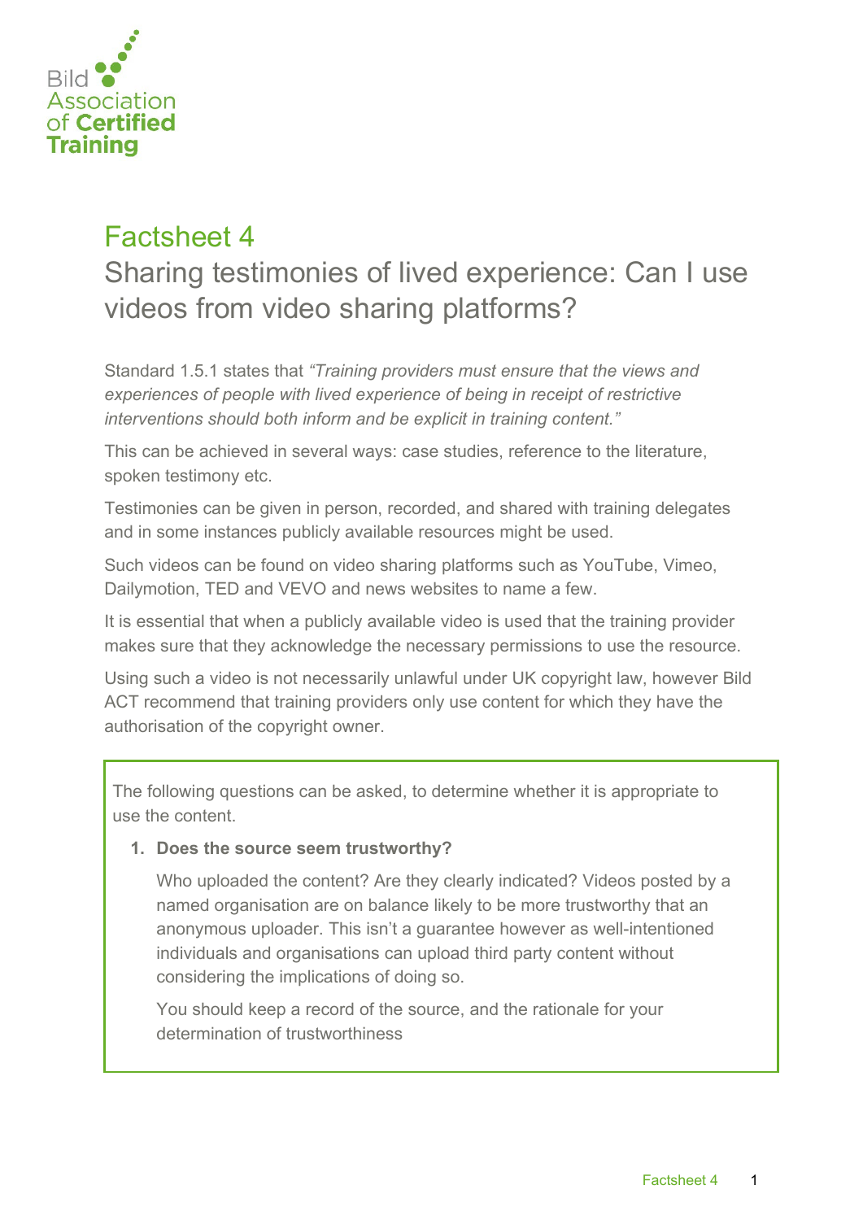Bild Association of Certified Training

# Factsheet 4

## Sharing testimonies of lived experience: Can I use videos from video sharing platforms?

Standard 1.5.1 states that *"Training providers must ensure that the views and experiences of people with lived experience of being in receipt of restrictive interventions should both inform and be explicit in training content."*

This can be achieved in several ways: case studies, reference to the literature, spoken testimony etc.

Testimonies can be given in person, recorded, and shared with training delegates and in some instances publicly available resources might be used.

Such videos can be found on video sharing platforms such as YouTube, Vimeo, Dailymotion, TED and VEVO and news websites to name a few.

It is essential that when a publicly available video is used that the training provider makes sure that they acknowledge the necessary permissions to use the resource.

Using such a video is not necessarily unlawful under UK copyright law, however Bild ACT recommend that training providers only use content for which they have the authorisation of the copyright owner.

The following questions can be asked, to determine whether it is appropriate to use the content.

1. **Does the source seem trustworthy?**

   Who uploaded the content? Are they clearly indicated? Videos posted by a named organisation are on balance likely to be more trustworthy that an anonymous uploader. This isn't a guarantee however as well-intentioned individuals and organisations can upload third party content without considering the implications of doing so.

   You should keep a record of the source, and the rationale for your determination of trustworthiness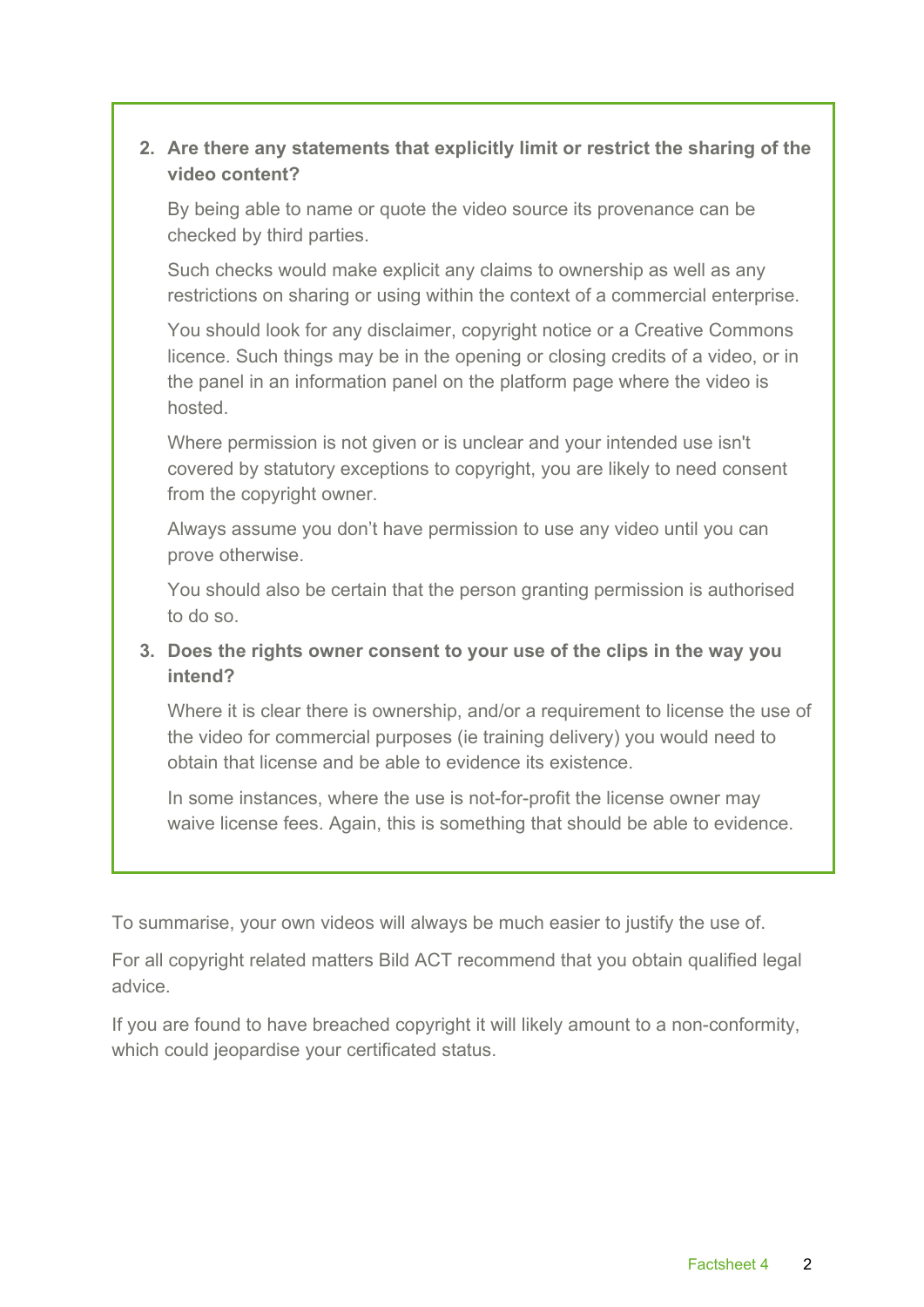2. **Are there any statements that explicitly limit or restrict the sharing of the video content?**

   By being able to name or quote the video source its provenance can be checked by third parties.

   Such checks would make explicit any claims to ownership as well as any restrictions on sharing or using within the context of a commercial enterprise.

   You should look for any disclaimer, copyright notice or a Creative Commons licence. Such things may be in the opening or closing credits of a video, or in the panel in an information panel on the platform page where the video is hosted.

   Where permission is not given or is unclear and your intended use isn't covered by statutory exceptions to copyright, you are likely to need consent from the copyright owner.

   Always assume you don't have permission to use any video until you can prove otherwise.

   You should also be certain that the person granting permission is authorised to do so.

3. **Does the rights owner consent to your use of the clips in the way you intend?**

   Where it is clear there is ownership, and/or a requirement to license the use of the video for commercial purposes (ie training delivery) you would need to obtain that license and be able to evidence its existence.

   In some instances, where the use is not-for-profit the license owner may waive license fees. Again, this is something that should be able to evidence.

To summarise, your own videos will always be much easier to justify the use of.

For all copyright related matters Bild ACT recommend that you obtain qualified legal advice.

If you are found to have breached copyright it will likely amount to a non-conformity, which could jeopardise your certificated status.